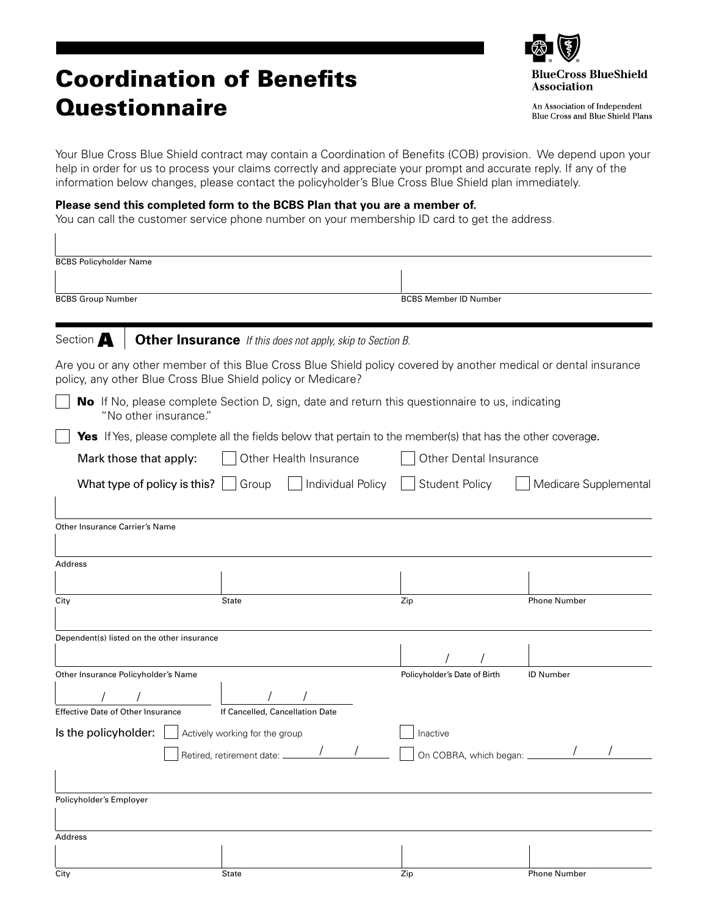# Coordination of Benefits Questionnaire

**BlueCross BlueShield Association**

An Association of Independent Blue Cross and Blue Shield Plans

Your Blue Cross Blue Shield contract may contain a Coordination of Benefits (COB) provision. We depend upon your help in order for us to process your claims correctly and appreciate your prompt and accurate reply. If any of the information below changes, please contact the policyholder's Blue Cross Blue Shield plan immediately.

**Please send this completed form to the BCBS Plan that you are a member of.**
You can call the customer service phone number on your membership ID card to get the address.

BCBS Policyholder Name

BCBS Group Number | BCBS Member ID Number

## Section A | Other Insurance *If this does not apply, skip to Section B.*

Are you or any other member of this Blue Cross Blue Shield policy covered by another medical or dental insurance policy, any other Blue Cross Blue Shield policy or Medicare?

☐ **No** If No, please complete Section D, sign, date and return this questionnaire to us, indicating "No other insurance."

☐ **Yes** If Yes, please complete all the fields below that pertain to the member(s) that has the other coverage.

Mark those that apply: ☐ Other Health Insurance ☐ Other Dental Insurance

What type of policy is this? ☐ Group ☐ Individual Policy ☐ Student Policy ☐ Medicare Supplemental

Other Insurance Carrier's Name

Address

City | State | Zip | Phone Number

Dependent(s) listed on the other insurance

Other Insurance Policyholder's Name | Policyholder's Date of Birth ( / / ) | ID Number

Effective Date of Other Insurance ( / / ) | If Cancelled, Cancellation Date ( / / )

Is the policyholder: ☐ Actively working for the group ☐ Inactive

☐ Retired, retirement date: ___ / ___ / ___ ☐ On COBRA, which began: ___ / ___ / ___

Policyholder's Employer

Address

City | State | Zip | Phone Number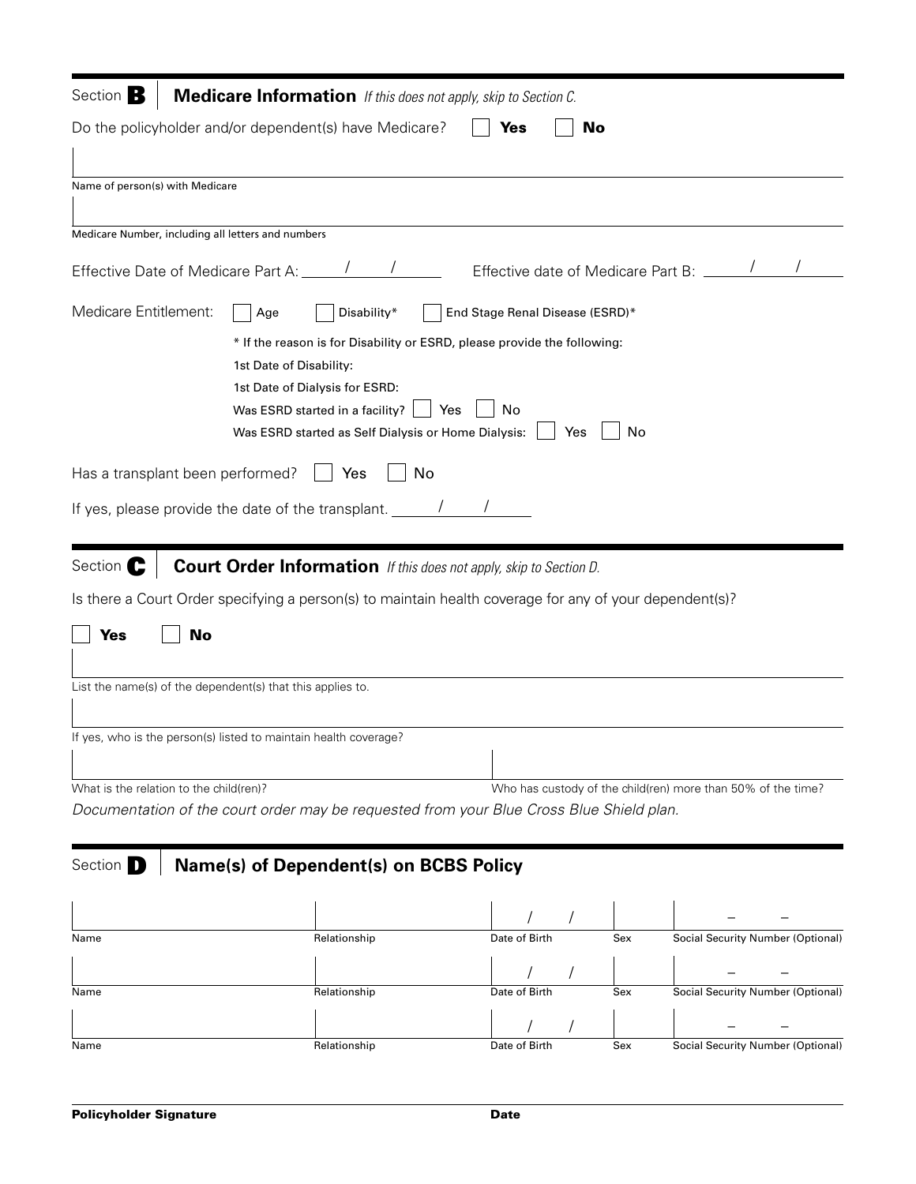## Section B — Medicare Information *If this does not apply, skip to Section C.*

Do the policyholder and/or dependent(s) have Medicare? ☐ **Yes** ☐ **No**

Name of person(s) with Medicare

Medicare Number, including all letters and numbers

Effective Date of Medicare Part A: ____/____/____ Effective date of Medicare Part B: ____/____/____

Medicare Entitlement: ☐ Age ☐ Disability* ☐ End Stage Renal Disease (ESRD)*

\* If the reason is for Disability or ESRD, please provide the following:

1st Date of Disability:

1st Date of Dialysis for ESRD:

Was ESRD started in a facility? ☐ Yes ☐ No

Was ESRD started as Self Dialysis or Home Dialysis: ☐ Yes ☐ No

Has a transplant been performed? ☐ Yes ☐ No

If yes, please provide the date of the transplant. ____/____/____

## Section C — Court Order Information *If this does not apply, skip to Section D.*

Is there a Court Order specifying a person(s) to maintain health coverage for any of your dependent(s)?

☐ **Yes** ☐ **No**

List the name(s) of the dependent(s) that this applies to.

If yes, who is the person(s) listed to maintain health coverage?

What is the relation to the child(ren)? Who has custody of the child(ren) more than 50% of the time?

*Documentation of the court order may be requested from your Blue Cross Blue Shield plan.*

## Section D — Name(s) of Dependent(s) on BCBS Policy

| Name | Relationship | Date of Birth | Sex | Social Security Number (Optional) |
|---|---|---|---|---|
| | | / / | | – – |
| | | / / | | – – |
| | | / / | | – – |

**Policyholder Signature** **Date**